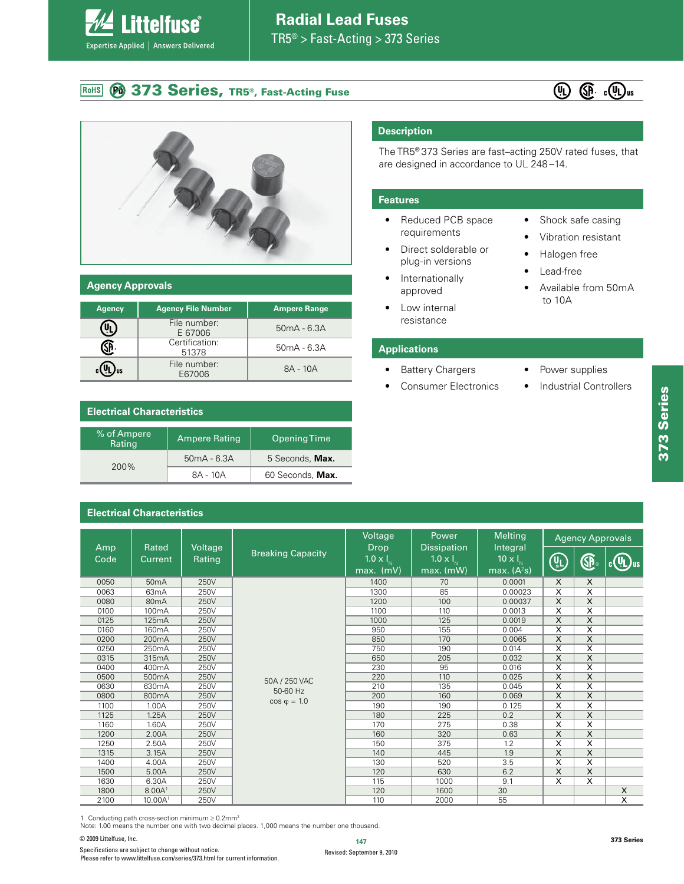# Radial Lead Fuses

TR5® > Fast-Acting > 373 Series

## 373 Series, TR5®, Fast-Acting Fuse

### Description

The TR5® 373 Series are fast–acting 250V rated fuses, that are designed in accordance to UL 248–14.

### Features

- Reduced PCB space requirements
- Direct solderable or plug-in versions
- Internationally approved
- Low internal resistance
- Shock safe casing
- Vibration resistant
- Halogen free
- Lead-free
- Available from 50mA to 10A

### Applications

- Battery Chargers
- Consumer Electronics
- Power supplies
- Industrial Controllers

### Agency Approvals

| Agency | Agency File Number | Ampere Range |
|---|---|---|
| UL | File number: E 67006 | 50mA - 6.3A |
| CSA | Certification: 51378 | 50mA - 6.3A |
| cULus | File number: E67006 | 8A - 10A |

### Electrical Characteristics

| % of Ampere Rating | Ampere Rating | Opening Time |
|---|---|---|
| 200% | 50mA - 6.3A | 5 Seconds, **Max.** |
| | 8A - 10A | 60 Seconds, **Max.** |

### Electrical Characteristics

| Amp Code | Rated Current | Voltage Rating | Breaking Capacity | Voltage Drop 1.0 x $I_N$ max. (mV) | Power Dissipation 1.0 x $I_N$ max. (mW) | Melting Integral 10 x $I_N$ max. ($A^2s$) | Agency Approvals UL | CSA | cULus |
|---|---|---|---|---|---|---|---|---|---|
| 0050 | 50mA | 250V | 50A / 250 VAC 50-60 Hz cos φ = 1.0 | 1400 | 70 | 0.0001 | X | X | |
| 0063 | 63mA | 250V | | 1300 | 85 | 0.00023 | X | X | |
| 0080 | 80mA | 250V | | 1200 | 100 | 0.00037 | X | X | |
| 0100 | 100mA | 250V | | 1100 | 110 | 0.0013 | X | X | |
| 0125 | 125mA | 250V | | 1000 | 125 | 0.0019 | X | X | |
| 0160 | 160mA | 250V | | 950 | 155 | 0.004 | X | X | |
| 0200 | 200mA | 250V | | 850 | 170 | 0.0065 | X | X | |
| 0250 | 250mA | 250V | | 750 | 190 | 0.014 | X | X | |
| 0315 | 315mA | 250V | | 650 | 205 | 0.032 | X | X | |
| 0400 | 400mA | 250V | | 230 | 95 | 0.016 | X | X | |
| 0500 | 500mA | 250V | | 220 | 110 | 0.025 | X | X | |
| 0630 | 630mA | 250V | | 210 | 135 | 0.045 | X | X | |
| 0800 | 800mA | 250V | | 200 | 160 | 0.069 | X | X | |
| 1100 | 1.00A | 250V | | 190 | 190 | 0.125 | X | X | |
| 1125 | 1.25A | 250V | | 180 | 225 | 0.2 | X | X | |
| 1160 | 1.60A | 250V | | 170 | 275 | 0.38 | X | X | |
| 1200 | 2.00A | 250V | | 160 | 320 | 0.63 | X | X | |
| 1250 | 2.50A | 250V | | 150 | 375 | 1.2 | X | X | |
| 1315 | 3.15A | 250V | | 140 | 445 | 1.9 | X | X | |
| 1400 | 4.00A | 250V | | 130 | 520 | 3.5 | X | X | |
| 1500 | 5.00A | 250V | | 120 | 630 | 6.2 | X | X | |
| 1630 | 6.30A | 250V | | 115 | 1000 | 9.1 | X | X | |
| 1800 | 8.00A[1] | 250V | | 120 | 1600 | 30 | | | X |
| 2100 | 10.00A[1] | 250V | | 110 | 2000 | 55 | | | X |

1. Conducting path cross-section minimum ≥ 0.2mm²
Note: 1.00 means the number one with two decimal places. 1,000 means the number one thousand.

© 2009 Littelfuse, Inc.

Specifications are subject to change without notice.
Please refer to www.littelfuse.com/series/373.html for current information.

Revised: September 9, 2010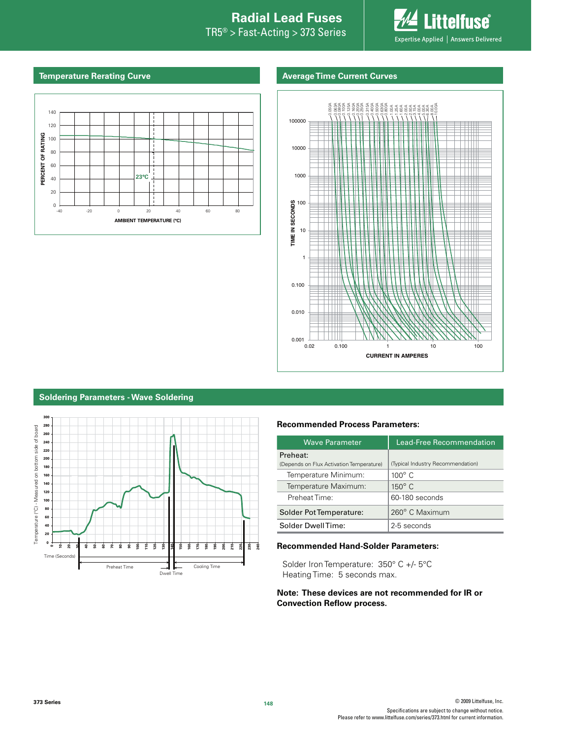## Temperature Rerating Curve

## Average Time Current Curves

## Soldering Parameters - Wave Soldering

### Recommended Process Parameters:

| Wave Parameter | Lead-Free Recommendation |
|---|---|
| Preheat: (Depends on Flux Activation Temperature) | (Typical Industry Recommendation) |
| Temperature Minimum: | 100° C |
| Temperature Maximum: | 150° C |
| Preheat Time: | 60-180 seconds |
| Solder Pot Temperature: | 260° C Maximum |
| Solder Dwell Time: | 2-5 seconds |

### Recommended Hand-Solder Parameters:

Solder Iron Temperature: 350° C +/- 5°C
Heating Time: 5 seconds max.

**Note: These devices are not recommended for IR or Convection Reflow process.**

Specifications are subject to change without notice.
Please refer to www.littelfuse.com/series/373.html for current information.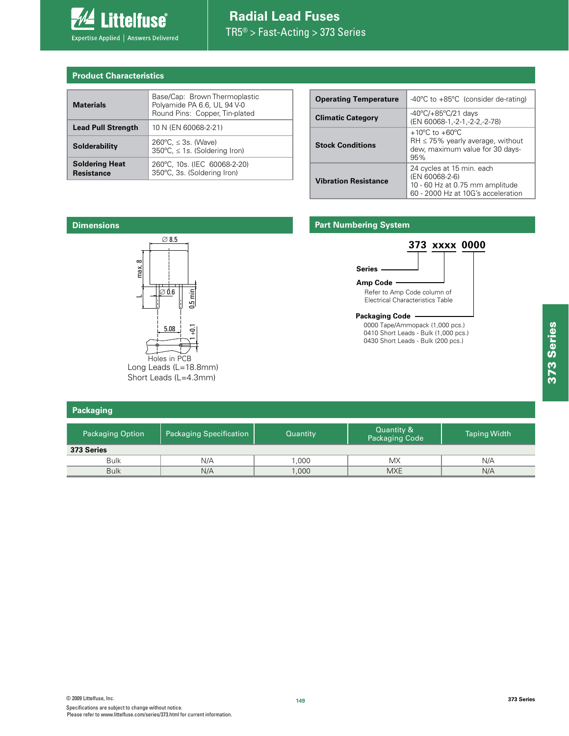# Radial Lead Fuses

TR5® > Fast-Acting > 373 Series

## Product Characteristics

| | |
|---|---|
| **Materials** | Base/Cap: Brown Thermoplastic Polyamide PA 6.6, UL 94 V-0<br>Round Pins: Copper, Tin-plated |
| **Lead Pull Strength** | 10 N (EN 60068-2-21) |
| **Solderability** | 260ºC, ≤ 3s. (Wave)<br>350ºC, ≤ 1s. (Soldering Iron) |
| **Soldering Heat Resistance** | 260ºC, 10s. (IEC 60068-2-20)<br>350ºC, 3s. (Soldering Iron) |

| | |
|---|---|
| **Operating Temperature** | -40ºC to +85ºC (consider de-rating) |
| **Climatic Category** | -40ºC/+85ºC/21 days<br>(EN 60068-1,-2-1,-2-2,-2-78) |
| **Stock Conditions** | +10ºC to +60ºC<br>RH ≤ 75% yearly average, without dew, maximum value for 30 days-95% |
| **Vibration Resistance** | 24 cycles at 15 min. each<br>(EN 60068-2-6)<br>10 - 60 Hz at 0.75 mm amplitude<br>60 - 2000 Hz at 10G's acceleration |

## Dimensions

Ø 8.5

max. 8

L

Ø 0.6

0.5 min.

5.08

1 +0.1

Holes in PCB

Long Leads (L=18.8mm)

Short Leads (L=4.3mm)

## Part Numbering System

**373 xxxx 0000**

**Series**

**Amp Code**
Refer to Amp Code column of Electrical Characteristics Table

**Packaging Code**
0000 Tape/Ammopack (1,000 pcs.)
0410 Short Leads - Bulk (1,000 pcs.)
0430 Short Leads - Bulk (200 pcs.)

## Packaging

| Packaging Option | Packaging Specification | Quantity | Quantity & Packaging Code | Taping Width |
|---|---|---|---|---|
| **373 Series** | | | | |
| Bulk | N/A | 1,000 | MX | N/A |
| Bulk | N/A | 1,000 | MXE | N/A |

© 2009 Littelfuse, Inc.
Specifications are subject to change without notice.
Please refer to www.littelfuse.com/series/373.html for current information.